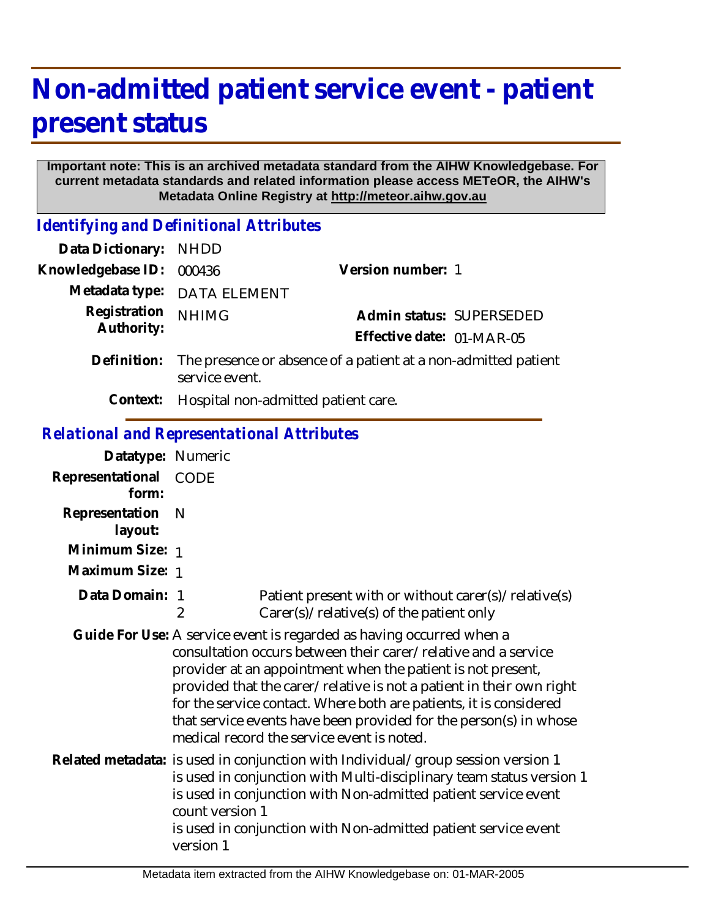# Non-admitted patient service event - patient present status

**Important note: This is an archived metadata standard from the AIHW Knowledgebase. For current metadata standards and related information please access METeOR, the AIHW's Metadata Online Registry at http://meteor.aihw.gov.au**

## *Identifying and Definitional Attributes*

**Data Dictionary:** NHDD

**Knowledgebase ID:** 000436 **Version number:** 1

**Metadata type:** DATA ELEMENT

**Registration Authority:** NHIMG

**Admin status:** SUPERSEDED

**Effective date:** 01-MAR-05

**Definition:** The presence or absence of a patient at a non-admitted patient service event.

**Context:** Hospital non-admitted patient care.

## *Relational and Representational Attributes*

**Datatype:** Numeric

**Representational form:** CODE

**Representation layout:** N

**Minimum Size:** 1

**Maximum Size:** 1

**Data Domain:**

| | |
|---|---|
| 1 | Patient present with or without carer(s)/relative(s) |
| 2 | Carer(s)/relative(s) of the patient only |

**Guide For Use:** A service event is regarded as having occurred when a consultation occurs between their carer/relative and a service provider at an appointment when the patient is not present, provided that the carer/relative is not a patient in their own right for the service contact. Where both are patients, it is considered that service events have been provided for the person(s) in whose medical record the service event is noted.

**Related metadata:** is used in conjunction with Individual/group session version 1
is used in conjunction with Multi-disciplinary team status version 1
is used in conjunction with Non-admitted patient service event count version 1
is used in conjunction with Non-admitted patient service event version 1

Metadata item extracted from the AIHW Knowledgebase on: 01-MAR-2005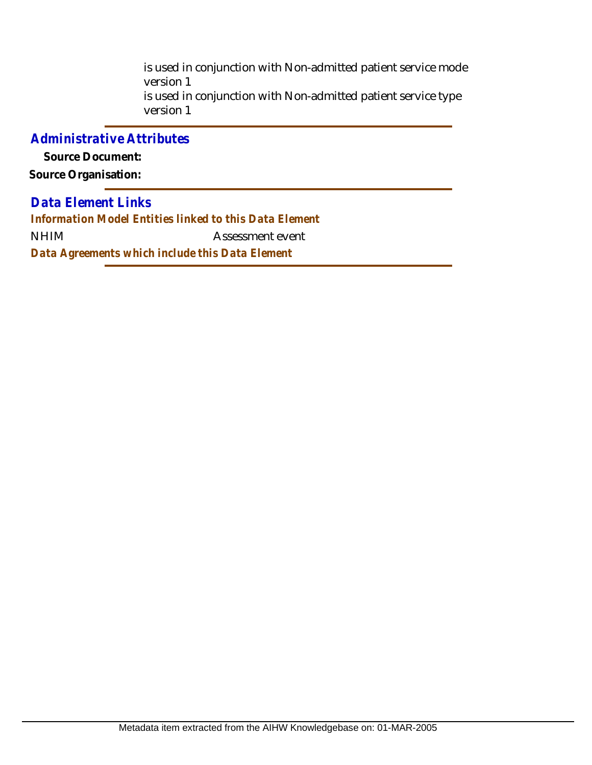is used in conjunction with Non-admitted patient service mode version 1
is used in conjunction with Non-admitted patient service type version 1

## Administrative Attributes

**Source Document:**

**Source Organisation:**

## Data Element Links

***Information Model Entities linked to this Data Element***

| | |
|---|---|
| NHIM | Assessment event |

***Data Agreements which include this Data Element***

Metadata item extracted from the AIHW Knowledgebase on: 01-MAR-2005